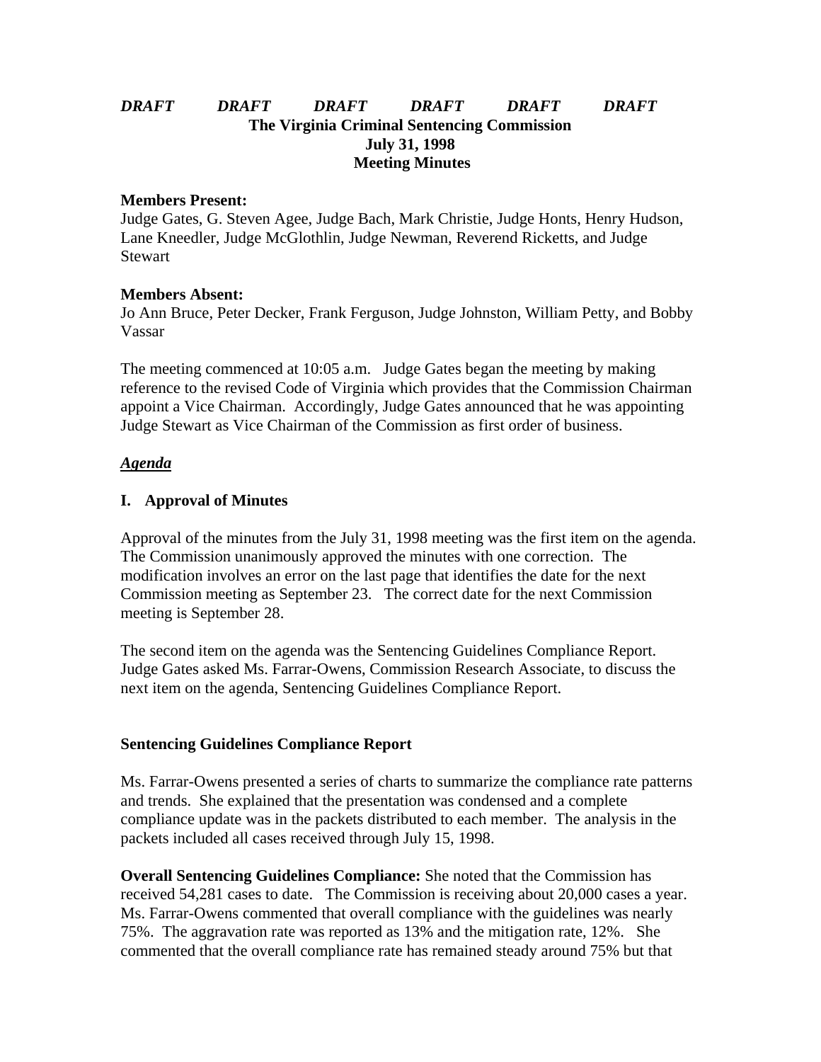***DRAFT DRAFT DRAFT DRAFT DRAFT DRAFT***

**The Virginia Criminal Sentencing Commission**
**July 31, 1998**
**Meeting Minutes**

**Members Present:**
Judge Gates, G. Steven Agee, Judge Bach, Mark Christie, Judge Honts, Henry Hudson, Lane Kneedler, Judge McGlothlin, Judge Newman, Reverend Ricketts, and Judge Stewart

**Members Absent:**
Jo Ann Bruce, Peter Decker, Frank Ferguson, Judge Johnston, William Petty, and Bobby Vassar

The meeting commenced at 10:05 a.m. Judge Gates began the meeting by making reference to the revised Code of Virginia which provides that the Commission Chairman appoint a Vice Chairman. Accordingly, Judge Gates announced that he was appointing Judge Stewart as Vice Chairman of the Commission as first order of business.

***Agenda***

## I. Approval of Minutes

Approval of the minutes from the July 31, 1998 meeting was the first item on the agenda. The Commission unanimously approved the minutes with one correction. The modification involves an error on the last page that identifies the date for the next Commission meeting as September 23. The correct date for the next Commission meeting is September 28.

The second item on the agenda was the Sentencing Guidelines Compliance Report. Judge Gates asked Ms. Farrar-Owens, Commission Research Associate, to discuss the next item on the agenda, Sentencing Guidelines Compliance Report.

### Sentencing Guidelines Compliance Report

Ms. Farrar-Owens presented a series of charts to summarize the compliance rate patterns and trends. She explained that the presentation was condensed and a complete compliance update was in the packets distributed to each member. The analysis in the packets included all cases received through July 15, 1998.

**Overall Sentencing Guidelines Compliance:** She noted that the Commission has received 54,281 cases to date. The Commission is receiving about 20,000 cases a year. Ms. Farrar-Owens commented that overall compliance with the guidelines was nearly 75%. The aggravation rate was reported as 13% and the mitigation rate, 12%. She commented that the overall compliance rate has remained steady around 75% but that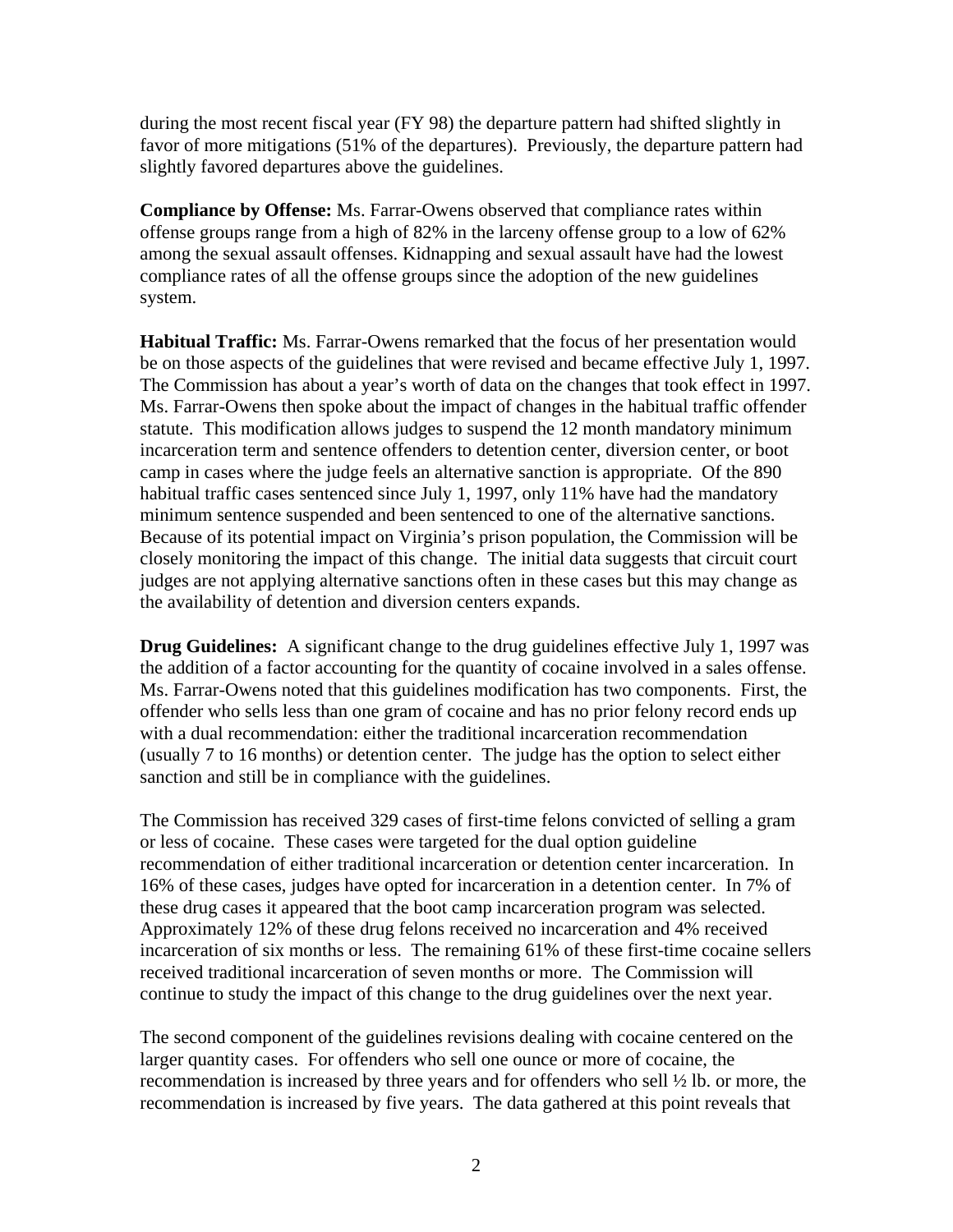during the most recent fiscal year (FY 98) the departure pattern had shifted slightly in favor of more mitigations (51% of the departures). Previously, the departure pattern had slightly favored departures above the guidelines.

**Compliance by Offense:** Ms. Farrar-Owens observed that compliance rates within offense groups range from a high of 82% in the larceny offense group to a low of 62% among the sexual assault offenses. Kidnapping and sexual assault have had the lowest compliance rates of all the offense groups since the adoption of the new guidelines system.

**Habitual Traffic:** Ms. Farrar-Owens remarked that the focus of her presentation would be on those aspects of the guidelines that were revised and became effective July 1, 1997. The Commission has about a year's worth of data on the changes that took effect in 1997. Ms. Farrar-Owens then spoke about the impact of changes in the habitual traffic offender statute. This modification allows judges to suspend the 12 month mandatory minimum incarceration term and sentence offenders to detention center, diversion center, or boot camp in cases where the judge feels an alternative sanction is appropriate. Of the 890 habitual traffic cases sentenced since July 1, 1997, only 11% have had the mandatory minimum sentence suspended and been sentenced to one of the alternative sanctions. Because of its potential impact on Virginia's prison population, the Commission will be closely monitoring the impact of this change. The initial data suggests that circuit court judges are not applying alternative sanctions often in these cases but this may change as the availability of detention and diversion centers expands.

**Drug Guidelines:** A significant change to the drug guidelines effective July 1, 1997 was the addition of a factor accounting for the quantity of cocaine involved in a sales offense. Ms. Farrar-Owens noted that this guidelines modification has two components. First, the offender who sells less than one gram of cocaine and has no prior felony record ends up with a dual recommendation: either the traditional incarceration recommendation (usually 7 to 16 months) or detention center. The judge has the option to select either sanction and still be in compliance with the guidelines.

The Commission has received 329 cases of first-time felons convicted of selling a gram or less of cocaine. These cases were targeted for the dual option guideline recommendation of either traditional incarceration or detention center incarceration. In 16% of these cases, judges have opted for incarceration in a detention center. In 7% of these drug cases it appeared that the boot camp incarceration program was selected. Approximately 12% of these drug felons received no incarceration and 4% received incarceration of six months or less. The remaining 61% of these first-time cocaine sellers received traditional incarceration of seven months or more. The Commission will continue to study the impact of this change to the drug guidelines over the next year.

The second component of the guidelines revisions dealing with cocaine centered on the larger quantity cases. For offenders who sell one ounce or more of cocaine, the recommendation is increased by three years and for offenders who sell ½ lb. or more, the recommendation is increased by five years. The data gathered at this point reveals that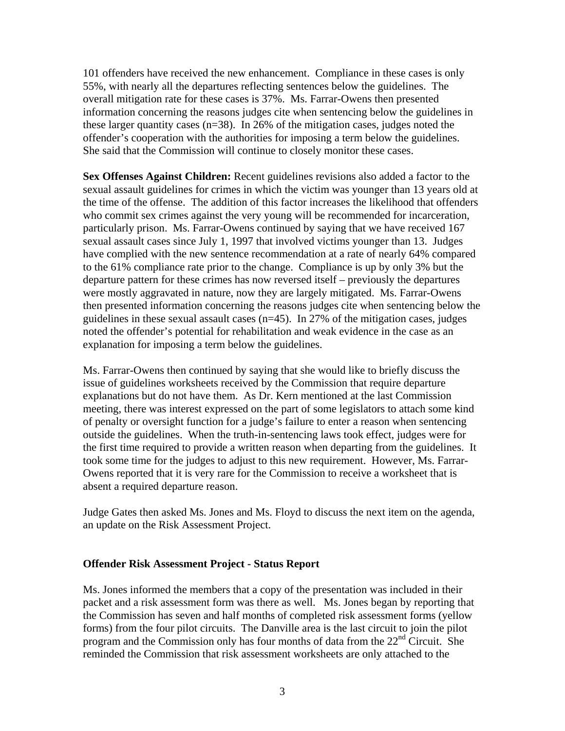101 offenders have received the new enhancement. Compliance in these cases is only 55%, with nearly all the departures reflecting sentences below the guidelines. The overall mitigation rate for these cases is 37%. Ms. Farrar-Owens then presented information concerning the reasons judges cite when sentencing below the guidelines in these larger quantity cases (n=38). In 26% of the mitigation cases, judges noted the offender's cooperation with the authorities for imposing a term below the guidelines. She said that the Commission will continue to closely monitor these cases.

**Sex Offenses Against Children:** Recent guidelines revisions also added a factor to the sexual assault guidelines for crimes in which the victim was younger than 13 years old at the time of the offense. The addition of this factor increases the likelihood that offenders who commit sex crimes against the very young will be recommended for incarceration, particularly prison. Ms. Farrar-Owens continued by saying that we have received 167 sexual assault cases since July 1, 1997 that involved victims younger than 13. Judges have complied with the new sentence recommendation at a rate of nearly 64% compared to the 61% compliance rate prior to the change. Compliance is up by only 3% but the departure pattern for these crimes has now reversed itself – previously the departures were mostly aggravated in nature, now they are largely mitigated. Ms. Farrar-Owens then presented information concerning the reasons judges cite when sentencing below the guidelines in these sexual assault cases (n=45). In 27% of the mitigation cases, judges noted the offender's potential for rehabilitation and weak evidence in the case as an explanation for imposing a term below the guidelines.

Ms. Farrar-Owens then continued by saying that she would like to briefly discuss the issue of guidelines worksheets received by the Commission that require departure explanations but do not have them. As Dr. Kern mentioned at the last Commission meeting, there was interest expressed on the part of some legislators to attach some kind of penalty or oversight function for a judge's failure to enter a reason when sentencing outside the guidelines. When the truth-in-sentencing laws took effect, judges were for the first time required to provide a written reason when departing from the guidelines. It took some time for the judges to adjust to this new requirement. However, Ms. Farrar-Owens reported that it is very rare for the Commission to receive a worksheet that is absent a required departure reason.

Judge Gates then asked Ms. Jones and Ms. Floyd to discuss the next item on the agenda, an update on the Risk Assessment Project.

### Offender Risk Assessment Project - Status Report

Ms. Jones informed the members that a copy of the presentation was included in their packet and a risk assessment form was there as well. Ms. Jones began by reporting that the Commission has seven and half months of completed risk assessment forms (yellow forms) from the four pilot circuits. The Danville area is the last circuit to join the pilot program and the Commission only has four months of data from the 22nd Circuit. She reminded the Commission that risk assessment worksheets are only attached to the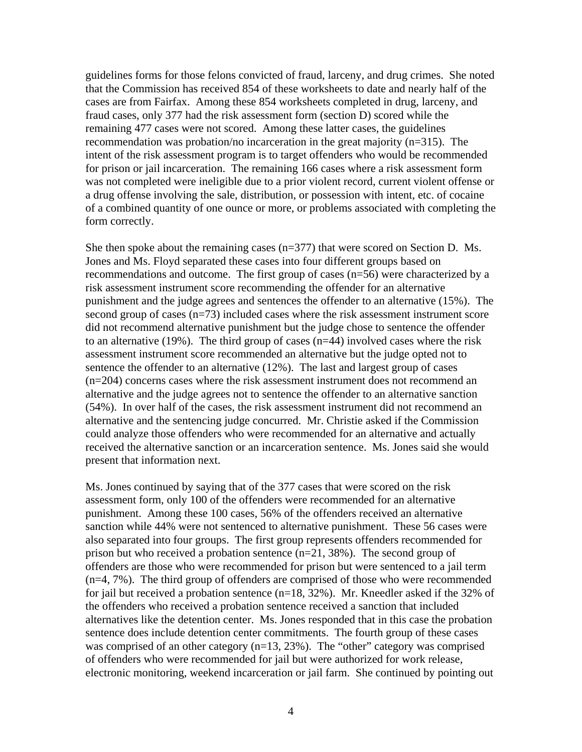guidelines forms for those felons convicted of fraud, larceny, and drug crimes. She noted that the Commission has received 854 of these worksheets to date and nearly half of the cases are from Fairfax. Among these 854 worksheets completed in drug, larceny, and fraud cases, only 377 had the risk assessment form (section D) scored while the remaining 477 cases were not scored. Among these latter cases, the guidelines recommendation was probation/no incarceration in the great majority (n=315). The intent of the risk assessment program is to target offenders who would be recommended for prison or jail incarceration. The remaining 166 cases where a risk assessment form was not completed were ineligible due to a prior violent record, current violent offense or a drug offense involving the sale, distribution, or possession with intent, etc. of cocaine of a combined quantity of one ounce or more, or problems associated with completing the form correctly.

She then spoke about the remaining cases (n=377) that were scored on Section D. Ms. Jones and Ms. Floyd separated these cases into four different groups based on recommendations and outcome. The first group of cases (n=56) were characterized by a risk assessment instrument score recommending the offender for an alternative punishment and the judge agrees and sentences the offender to an alternative (15%). The second group of cases (n=73) included cases where the risk assessment instrument score did not recommend alternative punishment but the judge chose to sentence the offender to an alternative (19%). The third group of cases (n=44) involved cases where the risk assessment instrument score recommended an alternative but the judge opted not to sentence the offender to an alternative (12%). The last and largest group of cases (n=204) concerns cases where the risk assessment instrument does not recommend an alternative and the judge agrees not to sentence the offender to an alternative sanction (54%). In over half of the cases, the risk assessment instrument did not recommend an alternative and the sentencing judge concurred. Mr. Christie asked if the Commission could analyze those offenders who were recommended for an alternative and actually received the alternative sanction or an incarceration sentence. Ms. Jones said she would present that information next.

Ms. Jones continued by saying that of the 377 cases that were scored on the risk assessment form, only 100 of the offenders were recommended for an alternative punishment. Among these 100 cases, 56% of the offenders received an alternative sanction while 44% were not sentenced to alternative punishment. These 56 cases were also separated into four groups. The first group represents offenders recommended for prison but who received a probation sentence (n=21, 38%). The second group of offenders are those who were recommended for prison but were sentenced to a jail term (n=4, 7%). The third group of offenders are comprised of those who were recommended for jail but received a probation sentence (n=18, 32%). Mr. Kneedler asked if the 32% of the offenders who received a probation sentence received a sanction that included alternatives like the detention center. Ms. Jones responded that in this case the probation sentence does include detention center commitments. The fourth group of these cases was comprised of an other category (n=13, 23%). The "other" category was comprised of offenders who were recommended for jail but were authorized for work release, electronic monitoring, weekend incarceration or jail farm. She continued by pointing out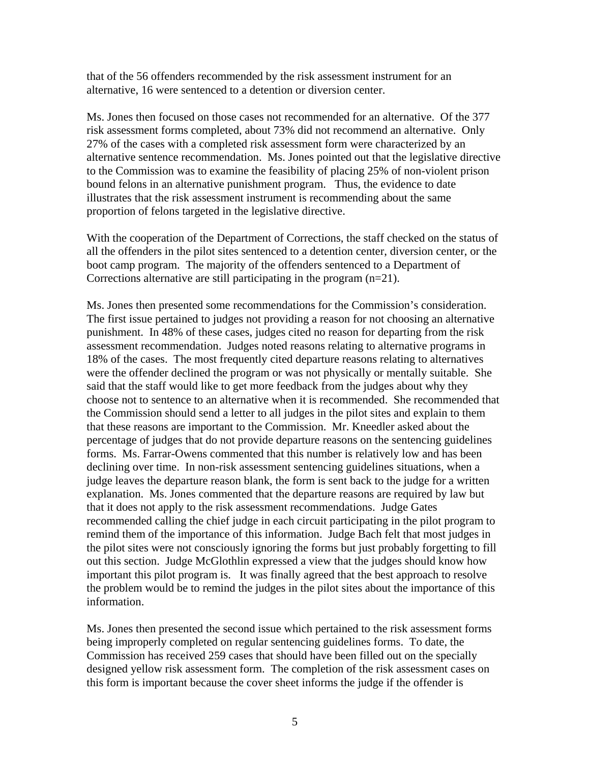that of the 56 offenders recommended by the risk assessment instrument for an alternative, 16 were sentenced to a detention or diversion center.

Ms. Jones then focused on those cases not recommended for an alternative. Of the 377 risk assessment forms completed, about 73% did not recommend an alternative. Only 27% of the cases with a completed risk assessment form were characterized by an alternative sentence recommendation. Ms. Jones pointed out that the legislative directive to the Commission was to examine the feasibility of placing 25% of non-violent prison bound felons in an alternative punishment program. Thus, the evidence to date illustrates that the risk assessment instrument is recommending about the same proportion of felons targeted in the legislative directive.

With the cooperation of the Department of Corrections, the staff checked on the status of all the offenders in the pilot sites sentenced to a detention center, diversion center, or the boot camp program. The majority of the offenders sentenced to a Department of Corrections alternative are still participating in the program (n=21).

Ms. Jones then presented some recommendations for the Commission's consideration. The first issue pertained to judges not providing a reason for not choosing an alternative punishment. In 48% of these cases, judges cited no reason for departing from the risk assessment recommendation. Judges noted reasons relating to alternative programs in 18% of the cases. The most frequently cited departure reasons relating to alternatives were the offender declined the program or was not physically or mentally suitable. She said that the staff would like to get more feedback from the judges about why they choose not to sentence to an alternative when it is recommended. She recommended that the Commission should send a letter to all judges in the pilot sites and explain to them that these reasons are important to the Commission. Mr. Kneedler asked about the percentage of judges that do not provide departure reasons on the sentencing guidelines forms. Ms. Farrar-Owens commented that this number is relatively low and has been declining over time. In non-risk assessment sentencing guidelines situations, when a judge leaves the departure reason blank, the form is sent back to the judge for a written explanation. Ms. Jones commented that the departure reasons are required by law but that it does not apply to the risk assessment recommendations. Judge Gates recommended calling the chief judge in each circuit participating in the pilot program to remind them of the importance of this information. Judge Bach felt that most judges in the pilot sites were not consciously ignoring the forms but just probably forgetting to fill out this section. Judge McGlothlin expressed a view that the judges should know how important this pilot program is. It was finally agreed that the best approach to resolve the problem would be to remind the judges in the pilot sites about the importance of this information.

Ms. Jones then presented the second issue which pertained to the risk assessment forms being improperly completed on regular sentencing guidelines forms. To date, the Commission has received 259 cases that should have been filled out on the specially designed yellow risk assessment form. The completion of the risk assessment cases on this form is important because the cover sheet informs the judge if the offender is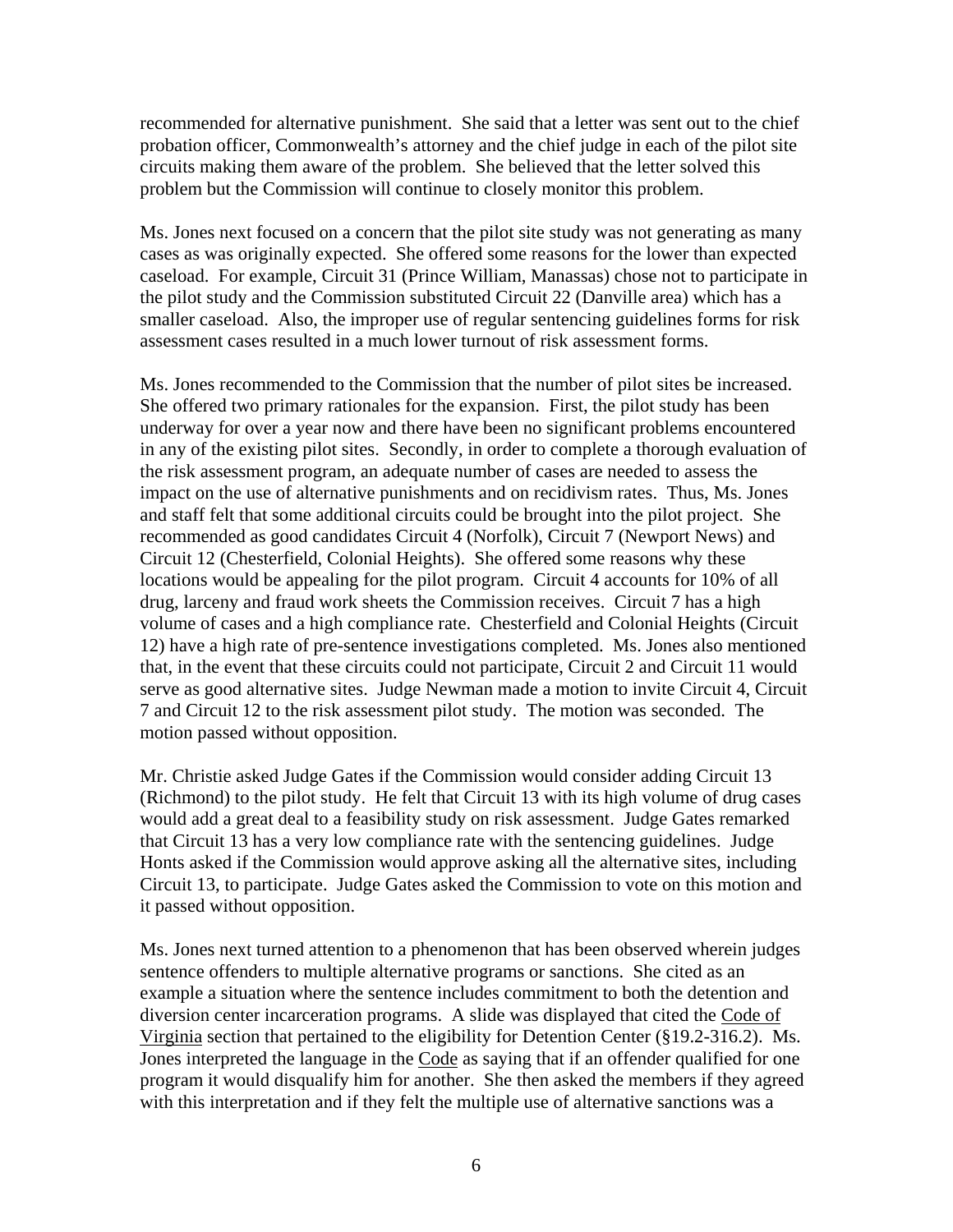recommended for alternative punishment. She said that a letter was sent out to the chief probation officer, Commonwealth's attorney and the chief judge in each of the pilot site circuits making them aware of the problem. She believed that the letter solved this problem but the Commission will continue to closely monitor this problem.

Ms. Jones next focused on a concern that the pilot site study was not generating as many cases as was originally expected. She offered some reasons for the lower than expected caseload. For example, Circuit 31 (Prince William, Manassas) chose not to participate in the pilot study and the Commission substituted Circuit 22 (Danville area) which has a smaller caseload. Also, the improper use of regular sentencing guidelines forms for risk assessment cases resulted in a much lower turnout of risk assessment forms.

Ms. Jones recommended to the Commission that the number of pilot sites be increased. She offered two primary rationales for the expansion. First, the pilot study has been underway for over a year now and there have been no significant problems encountered in any of the existing pilot sites. Secondly, in order to complete a thorough evaluation of the risk assessment program, an adequate number of cases are needed to assess the impact on the use of alternative punishments and on recidivism rates. Thus, Ms. Jones and staff felt that some additional circuits could be brought into the pilot project. She recommended as good candidates Circuit 4 (Norfolk), Circuit 7 (Newport News) and Circuit 12 (Chesterfield, Colonial Heights). She offered some reasons why these locations would be appealing for the pilot program. Circuit 4 accounts for 10% of all drug, larceny and fraud work sheets the Commission receives. Circuit 7 has a high volume of cases and a high compliance rate. Chesterfield and Colonial Heights (Circuit 12) have a high rate of pre-sentence investigations completed. Ms. Jones also mentioned that, in the event that these circuits could not participate, Circuit 2 and Circuit 11 would serve as good alternative sites. Judge Newman made a motion to invite Circuit 4, Circuit 7 and Circuit 12 to the risk assessment pilot study. The motion was seconded. The motion passed without opposition.

Mr. Christie asked Judge Gates if the Commission would consider adding Circuit 13 (Richmond) to the pilot study. He felt that Circuit 13 with its high volume of drug cases would add a great deal to a feasibility study on risk assessment. Judge Gates remarked that Circuit 13 has a very low compliance rate with the sentencing guidelines. Judge Honts asked if the Commission would approve asking all the alternative sites, including Circuit 13, to participate. Judge Gates asked the Commission to vote on this motion and it passed without opposition.

Ms. Jones next turned attention to a phenomenon that has been observed wherein judges sentence offenders to multiple alternative programs or sanctions. She cited as an example a situation where the sentence includes commitment to both the detention and diversion center incarceration programs. A slide was displayed that cited the Code of Virginia section that pertained to the eligibility for Detention Center (§19.2-316.2). Ms. Jones interpreted the language in the Code as saying that if an offender qualified for one program it would disqualify him for another. She then asked the members if they agreed with this interpretation and if they felt the multiple use of alternative sanctions was a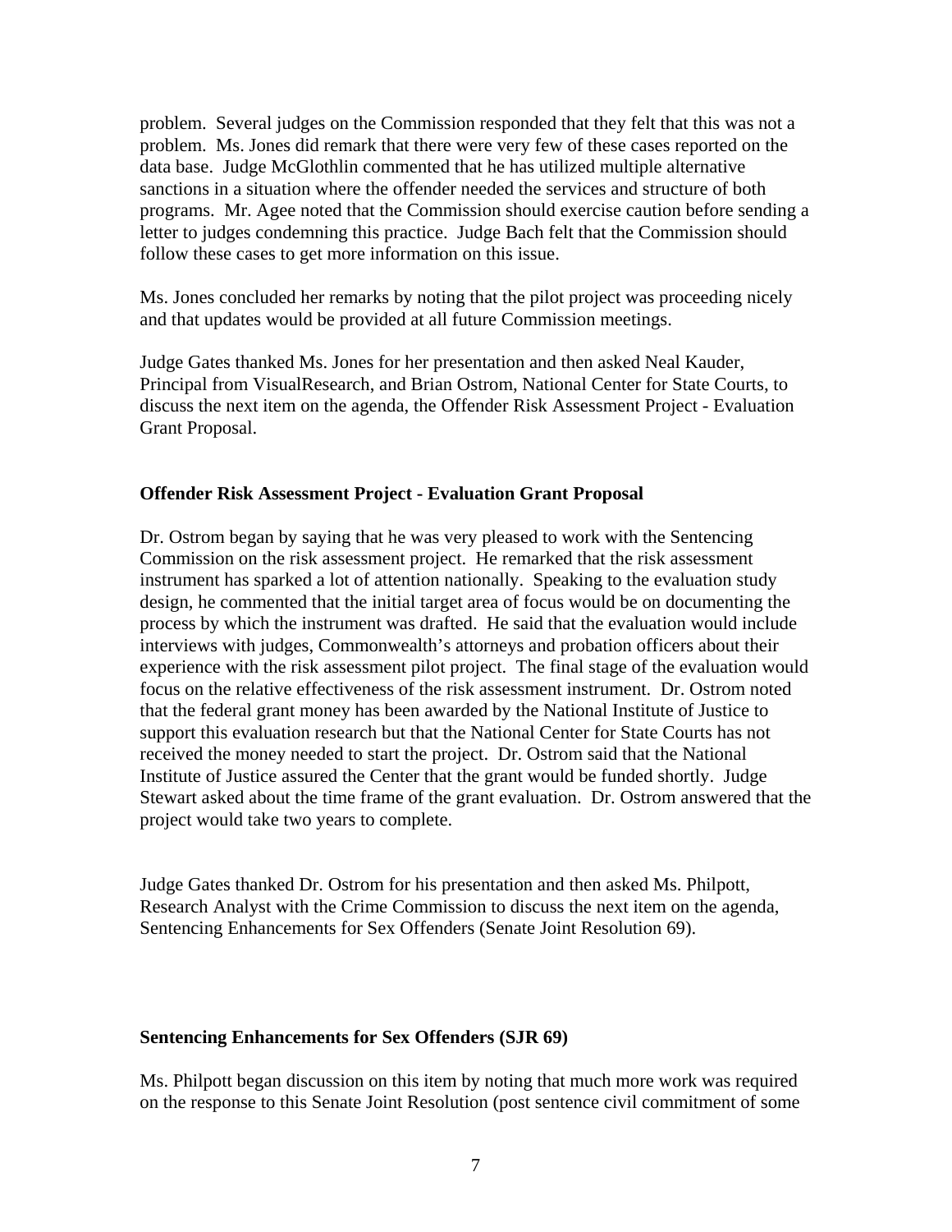problem. Several judges on the Commission responded that they felt that this was not a problem. Ms. Jones did remark that there were very few of these cases reported on the data base. Judge McGlothlin commented that he has utilized multiple alternative sanctions in a situation where the offender needed the services and structure of both programs. Mr. Agee noted that the Commission should exercise caution before sending a letter to judges condemning this practice. Judge Bach felt that the Commission should follow these cases to get more information on this issue.

Ms. Jones concluded her remarks by noting that the pilot project was proceeding nicely and that updates would be provided at all future Commission meetings.

Judge Gates thanked Ms. Jones for her presentation and then asked Neal Kauder, Principal from VisualResearch, and Brian Ostrom, National Center for State Courts, to discuss the next item on the agenda, the Offender Risk Assessment Project - Evaluation Grant Proposal.

### Offender Risk Assessment Project - Evaluation Grant Proposal

Dr. Ostrom began by saying that he was very pleased to work with the Sentencing Commission on the risk assessment project. He remarked that the risk assessment instrument has sparked a lot of attention nationally. Speaking to the evaluation study design, he commented that the initial target area of focus would be on documenting the process by which the instrument was drafted. He said that the evaluation would include interviews with judges, Commonwealth's attorneys and probation officers about their experience with the risk assessment pilot project. The final stage of the evaluation would focus on the relative effectiveness of the risk assessment instrument. Dr. Ostrom noted that the federal grant money has been awarded by the National Institute of Justice to support this evaluation research but that the National Center for State Courts has not received the money needed to start the project. Dr. Ostrom said that the National Institute of Justice assured the Center that the grant would be funded shortly. Judge Stewart asked about the time frame of the grant evaluation. Dr. Ostrom answered that the project would take two years to complete.

Judge Gates thanked Dr. Ostrom for his presentation and then asked Ms. Philpott, Research Analyst with the Crime Commission to discuss the next item on the agenda, Sentencing Enhancements for Sex Offenders (Senate Joint Resolution 69).

### Sentencing Enhancements for Sex Offenders (SJR 69)

Ms. Philpott began discussion on this item by noting that much more work was required on the response to this Senate Joint Resolution (post sentence civil commitment of some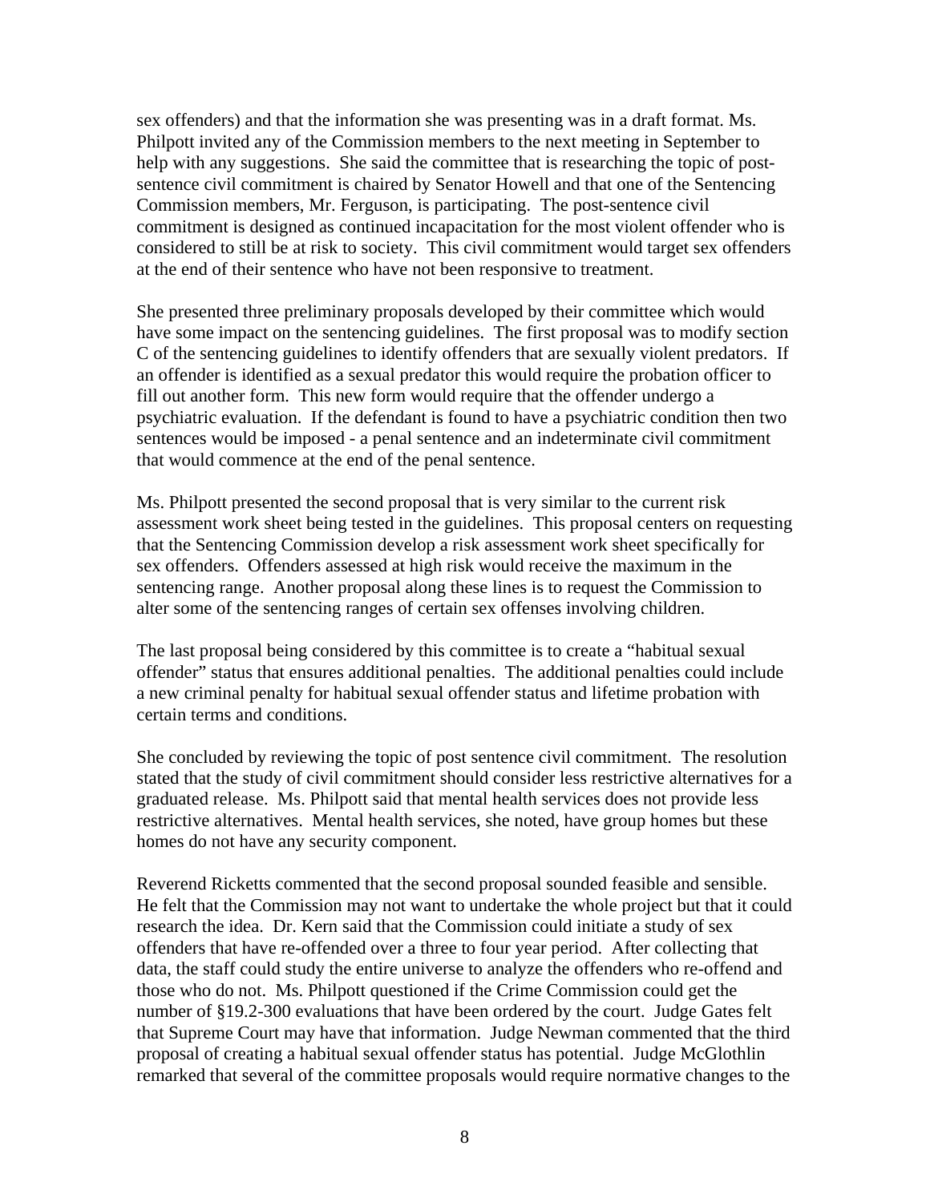sex offenders) and that the information she was presenting was in a draft format. Ms. Philpott invited any of the Commission members to the next meeting in September to help with any suggestions. She said the committee that is researching the topic of post-sentence civil commitment is chaired by Senator Howell and that one of the Sentencing Commission members, Mr. Ferguson, is participating. The post-sentence civil commitment is designed as continued incapacitation for the most violent offender who is considered to still be at risk to society. This civil commitment would target sex offenders at the end of their sentence who have not been responsive to treatment.

She presented three preliminary proposals developed by their committee which would have some impact on the sentencing guidelines. The first proposal was to modify section C of the sentencing guidelines to identify offenders that are sexually violent predators. If an offender is identified as a sexual predator this would require the probation officer to fill out another form. This new form would require that the offender undergo a psychiatric evaluation. If the defendant is found to have a psychiatric condition then two sentences would be imposed - a penal sentence and an indeterminate civil commitment that would commence at the end of the penal sentence.

Ms. Philpott presented the second proposal that is very similar to the current risk assessment work sheet being tested in the guidelines. This proposal centers on requesting that the Sentencing Commission develop a risk assessment work sheet specifically for sex offenders. Offenders assessed at high risk would receive the maximum in the sentencing range. Another proposal along these lines is to request the Commission to alter some of the sentencing ranges of certain sex offenses involving children.

The last proposal being considered by this committee is to create a "habitual sexual offender" status that ensures additional penalties. The additional penalties could include a new criminal penalty for habitual sexual offender status and lifetime probation with certain terms and conditions.

She concluded by reviewing the topic of post sentence civil commitment. The resolution stated that the study of civil commitment should consider less restrictive alternatives for a graduated release. Ms. Philpott said that mental health services does not provide less restrictive alternatives. Mental health services, she noted, have group homes but these homes do not have any security component.

Reverend Ricketts commented that the second proposal sounded feasible and sensible. He felt that the Commission may not want to undertake the whole project but that it could research the idea. Dr. Kern said that the Commission could initiate a study of sex offenders that have re-offended over a three to four year period. After collecting that data, the staff could study the entire universe to analyze the offenders who re-offend and those who do not. Ms. Philpott questioned if the Crime Commission could get the number of §19.2-300 evaluations that have been ordered by the court. Judge Gates felt that Supreme Court may have that information. Judge Newman commented that the third proposal of creating a habitual sexual offender status has potential. Judge McGlothlin remarked that several of the committee proposals would require normative changes to the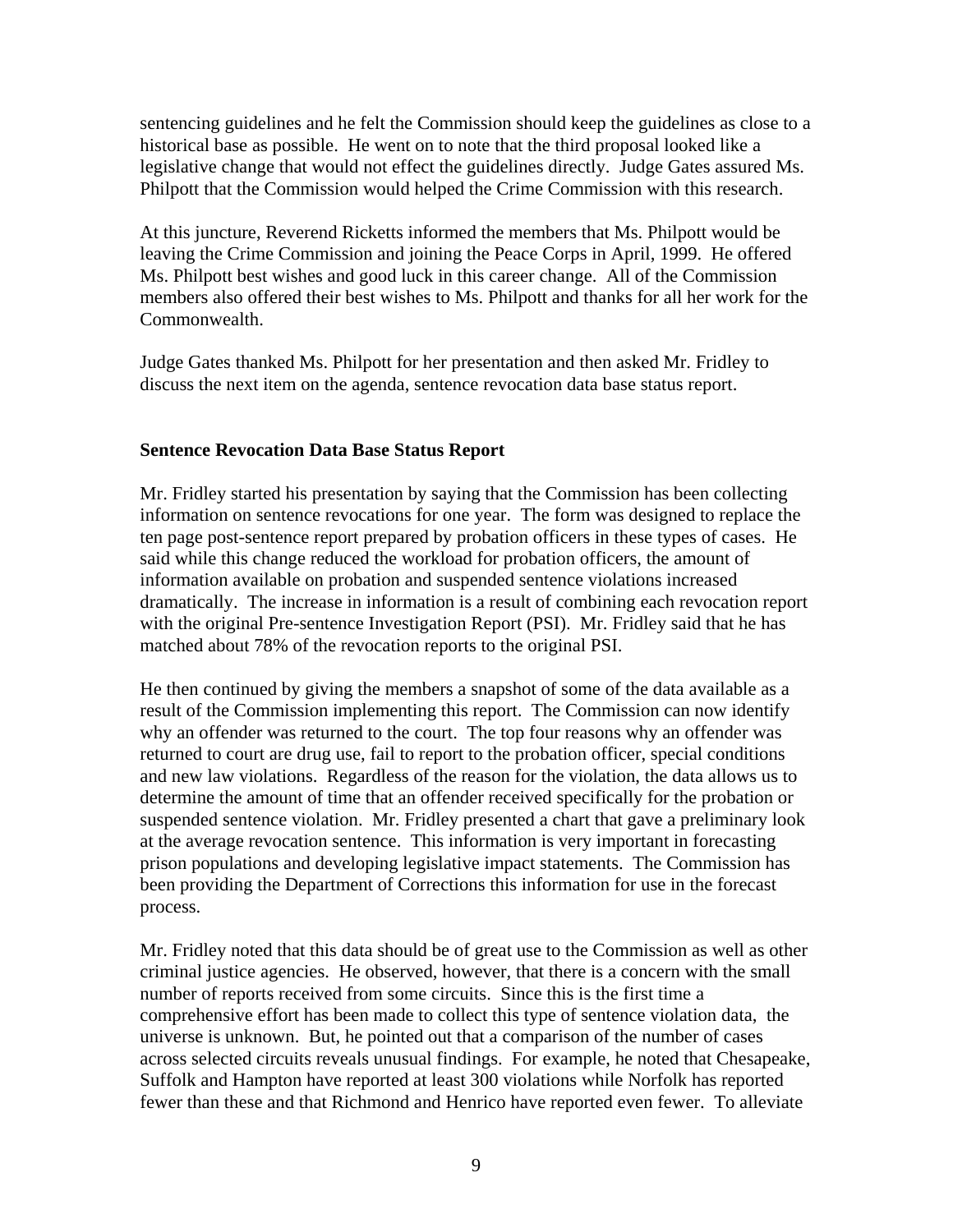sentencing guidelines and he felt the Commission should keep the guidelines as close to a historical base as possible. He went on to note that the third proposal looked like a legislative change that would not effect the guidelines directly. Judge Gates assured Ms. Philpott that the Commission would helped the Crime Commission with this research.

At this juncture, Reverend Ricketts informed the members that Ms. Philpott would be leaving the Crime Commission and joining the Peace Corps in April, 1999. He offered Ms. Philpott best wishes and good luck in this career change. All of the Commission members also offered their best wishes to Ms. Philpott and thanks for all her work for the Commonwealth.

Judge Gates thanked Ms. Philpott for her presentation and then asked Mr. Fridley to discuss the next item on the agenda, sentence revocation data base status report.

### Sentence Revocation Data Base Status Report

Mr. Fridley started his presentation by saying that the Commission has been collecting information on sentence revocations for one year. The form was designed to replace the ten page post-sentence report prepared by probation officers in these types of cases. He said while this change reduced the workload for probation officers, the amount of information available on probation and suspended sentence violations increased dramatically. The increase in information is a result of combining each revocation report with the original Pre-sentence Investigation Report (PSI). Mr. Fridley said that he has matched about 78% of the revocation reports to the original PSI.

He then continued by giving the members a snapshot of some of the data available as a result of the Commission implementing this report. The Commission can now identify why an offender was returned to the court. The top four reasons why an offender was returned to court are drug use, fail to report to the probation officer, special conditions and new law violations. Regardless of the reason for the violation, the data allows us to determine the amount of time that an offender received specifically for the probation or suspended sentence violation. Mr. Fridley presented a chart that gave a preliminary look at the average revocation sentence. This information is very important in forecasting prison populations and developing legislative impact statements. The Commission has been providing the Department of Corrections this information for use in the forecast process.

Mr. Fridley noted that this data should be of great use to the Commission as well as other criminal justice agencies. He observed, however, that there is a concern with the small number of reports received from some circuits. Since this is the first time a comprehensive effort has been made to collect this type of sentence violation data, the universe is unknown. But, he pointed out that a comparison of the number of cases across selected circuits reveals unusual findings. For example, he noted that Chesapeake, Suffolk and Hampton have reported at least 300 violations while Norfolk has reported fewer than these and that Richmond and Henrico have reported even fewer. To alleviate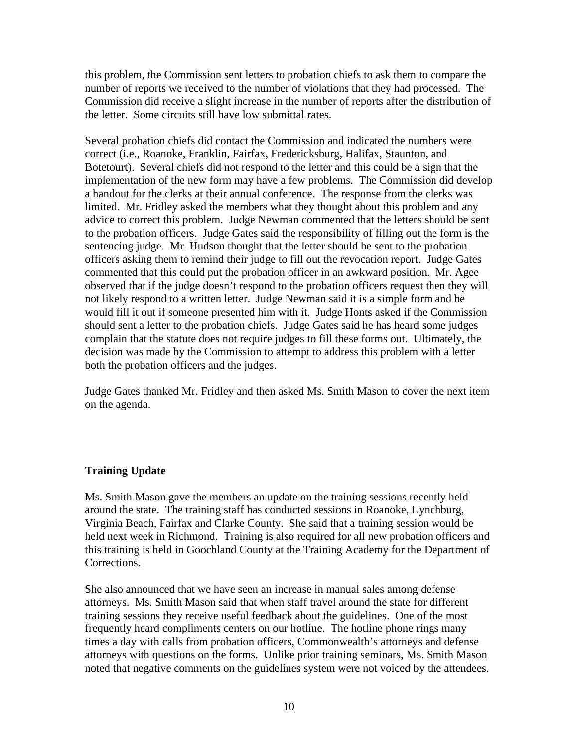this problem, the Commission sent letters to probation chiefs to ask them to compare the number of reports we received to the number of violations that they had processed. The Commission did receive a slight increase in the number of reports after the distribution of the letter. Some circuits still have low submittal rates.

Several probation chiefs did contact the Commission and indicated the numbers were correct (i.e., Roanoke, Franklin, Fairfax, Fredericksburg, Halifax, Staunton, and Botetourt). Several chiefs did not respond to the letter and this could be a sign that the implementation of the new form may have a few problems. The Commission did develop a handout for the clerks at their annual conference. The response from the clerks was limited. Mr. Fridley asked the members what they thought about this problem and any advice to correct this problem. Judge Newman commented that the letters should be sent to the probation officers. Judge Gates said the responsibility of filling out the form is the sentencing judge. Mr. Hudson thought that the letter should be sent to the probation officers asking them to remind their judge to fill out the revocation report. Judge Gates commented that this could put the probation officer in an awkward position. Mr. Agee observed that if the judge doesn't respond to the probation officers request then they will not likely respond to a written letter. Judge Newman said it is a simple form and he would fill it out if someone presented him with it. Judge Honts asked if the Commission should sent a letter to the probation chiefs. Judge Gates said he has heard some judges complain that the statute does not require judges to fill these forms out. Ultimately, the decision was made by the Commission to attempt to address this problem with a letter both the probation officers and the judges.

Judge Gates thanked Mr. Fridley and then asked Ms. Smith Mason to cover the next item on the agenda.

## Training Update

Ms. Smith Mason gave the members an update on the training sessions recently held around the state. The training staff has conducted sessions in Roanoke, Lynchburg, Virginia Beach, Fairfax and Clarke County. She said that a training session would be held next week in Richmond. Training is also required for all new probation officers and this training is held in Goochland County at the Training Academy for the Department of Corrections.

She also announced that we have seen an increase in manual sales among defense attorneys. Ms. Smith Mason said that when staff travel around the state for different training sessions they receive useful feedback about the guidelines. One of the most frequently heard compliments centers on our hotline. The hotline phone rings many times a day with calls from probation officers, Commonwealth's attorneys and defense attorneys with questions on the forms. Unlike prior training seminars, Ms. Smith Mason noted that negative comments on the guidelines system were not voiced by the attendees.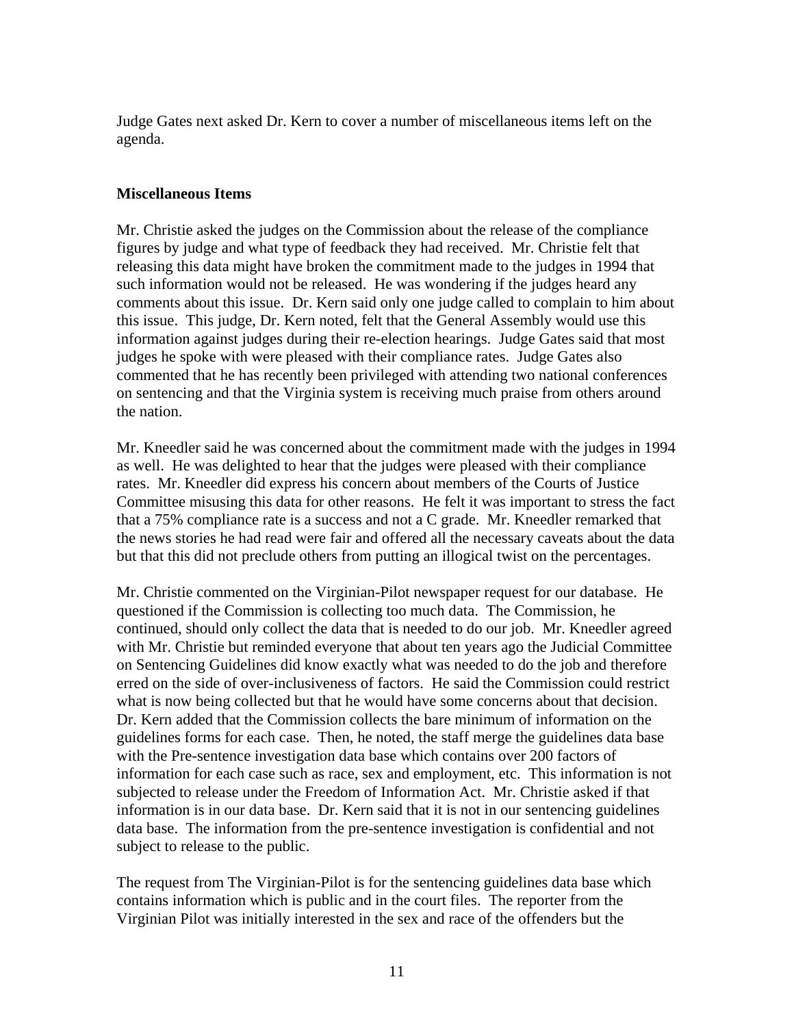Judge Gates next asked Dr. Kern to cover a number of miscellaneous items left on the agenda.

**Miscellaneous Items**

Mr. Christie asked the judges on the Commission about the release of the compliance figures by judge and what type of feedback they had received. Mr. Christie felt that releasing this data might have broken the commitment made to the judges in 1994 that such information would not be released. He was wondering if the judges heard any comments about this issue. Dr. Kern said only one judge called to complain to him about this issue. This judge, Dr. Kern noted, felt that the General Assembly would use this information against judges during their re-election hearings. Judge Gates said that most judges he spoke with were pleased with their compliance rates. Judge Gates also commented that he has recently been privileged with attending two national conferences on sentencing and that the Virginia system is receiving much praise from others around the nation.

Mr. Kneedler said he was concerned about the commitment made with the judges in 1994 as well. He was delighted to hear that the judges were pleased with their compliance rates. Mr. Kneedler did express his concern about members of the Courts of Justice Committee misusing this data for other reasons. He felt it was important to stress the fact that a 75% compliance rate is a success and not a C grade. Mr. Kneedler remarked that the news stories he had read were fair and offered all the necessary caveats about the data but that this did not preclude others from putting an illogical twist on the percentages.

Mr. Christie commented on the Virginian-Pilot newspaper request for our database. He questioned if the Commission is collecting too much data. The Commission, he continued, should only collect the data that is needed to do our job. Mr. Kneedler agreed with Mr. Christie but reminded everyone that about ten years ago the Judicial Committee on Sentencing Guidelines did know exactly what was needed to do the job and therefore erred on the side of over-inclusiveness of factors. He said the Commission could restrict what is now being collected but that he would have some concerns about that decision. Dr. Kern added that the Commission collects the bare minimum of information on the guidelines forms for each case. Then, he noted, the staff merge the guidelines data base with the Pre-sentence investigation data base which contains over 200 factors of information for each case such as race, sex and employment, etc. This information is not subjected to release under the Freedom of Information Act. Mr. Christie asked if that information is in our data base. Dr. Kern said that it is not in our sentencing guidelines data base. The information from the pre-sentence investigation is confidential and not subject to release to the public.

The request from The Virginian-Pilot is for the sentencing guidelines data base which contains information which is public and in the court files. The reporter from the Virginian Pilot was initially interested in the sex and race of the offenders but the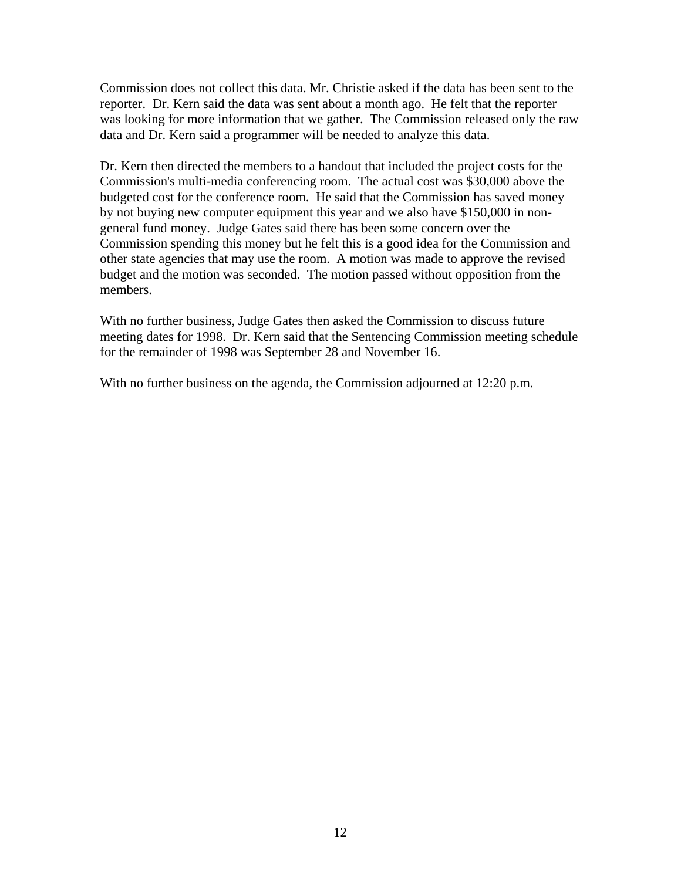Commission does not collect this data. Mr. Christie asked if the data has been sent to the reporter. Dr. Kern said the data was sent about a month ago. He felt that the reporter was looking for more information that we gather. The Commission released only the raw data and Dr. Kern said a programmer will be needed to analyze this data.

Dr. Kern then directed the members to a handout that included the project costs for the Commission's multi-media conferencing room. The actual cost was $30,000 above the budgeted cost for the conference room. He said that the Commission has saved money by not buying new computer equipment this year and we also have $150,000 in non-general fund money. Judge Gates said there has been some concern over the Commission spending this money but he felt this is a good idea for the Commission and other state agencies that may use the room. A motion was made to approve the revised budget and the motion was seconded. The motion passed without opposition from the members.

With no further business, Judge Gates then asked the Commission to discuss future meeting dates for 1998. Dr. Kern said that the Sentencing Commission meeting schedule for the remainder of 1998 was September 28 and November 16.

With no further business on the agenda, the Commission adjourned at 12:20 p.m.